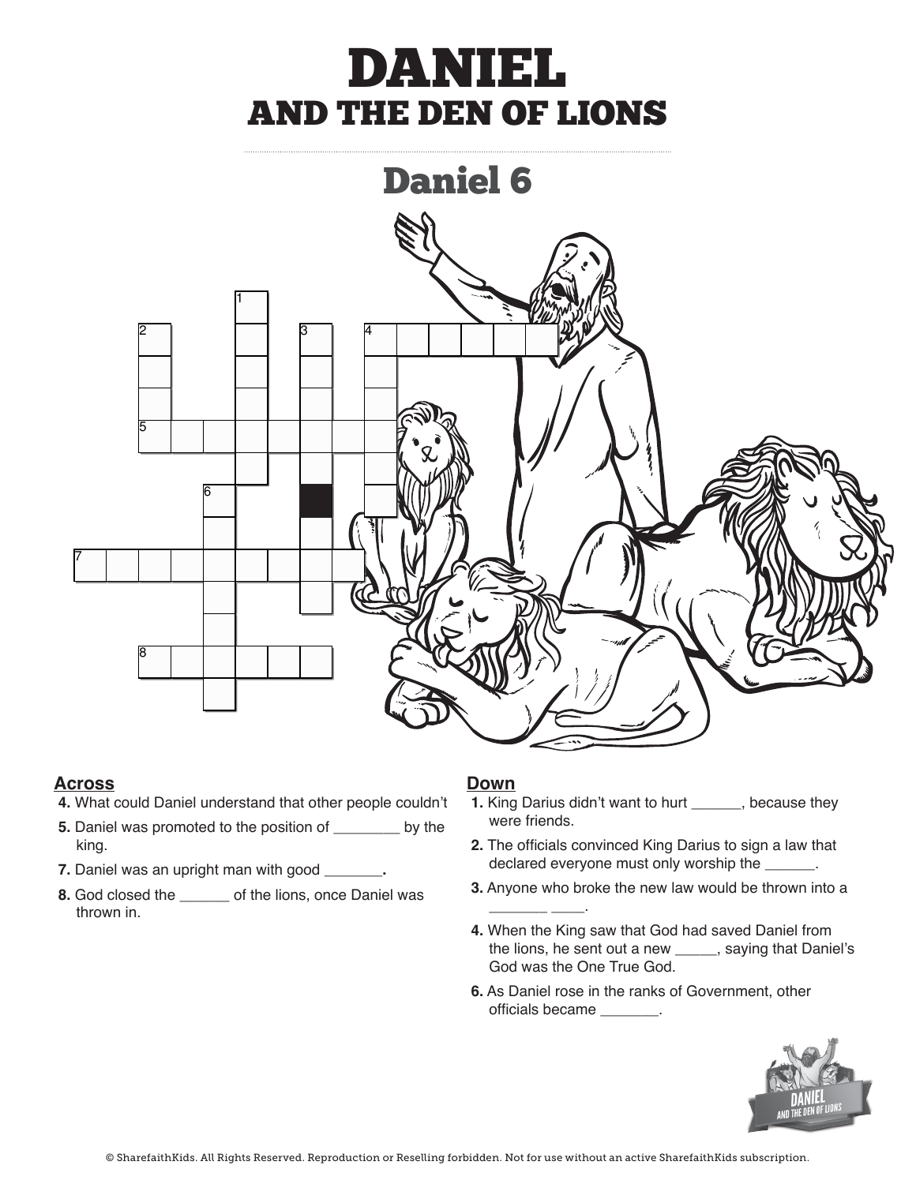# DANIEL

## AND THE DEN OF LIONS

## Daniel 6

### Across

**4.** What could Daniel understand that other people couldn't

**5.** Daniel was promoted to the position of ________ by the king.

**7.** Daniel was an upright man with good _______**.**

**8.** God closed the ______ of the lions, once Daniel was thrown in.

### Down

**1.** King Darius didn't want to hurt ______, because they were friends.

**2.** The officials convinced King Darius to sign a law that declared everyone must only worship the ______.

**3.** Anyone who broke the new law would be thrown into a _______ ____.

**4.** When the King saw that God had saved Daniel from the lions, he sent out a new _____, saying that Daniel's God was the One True God.

**6.** As Daniel rose in the ranks of Government, other officials became _______.

© SharefaithKids. All Rights Reserved. Reproduction or Reselling forbidden. Not for use without an active SharefaithKids subscription.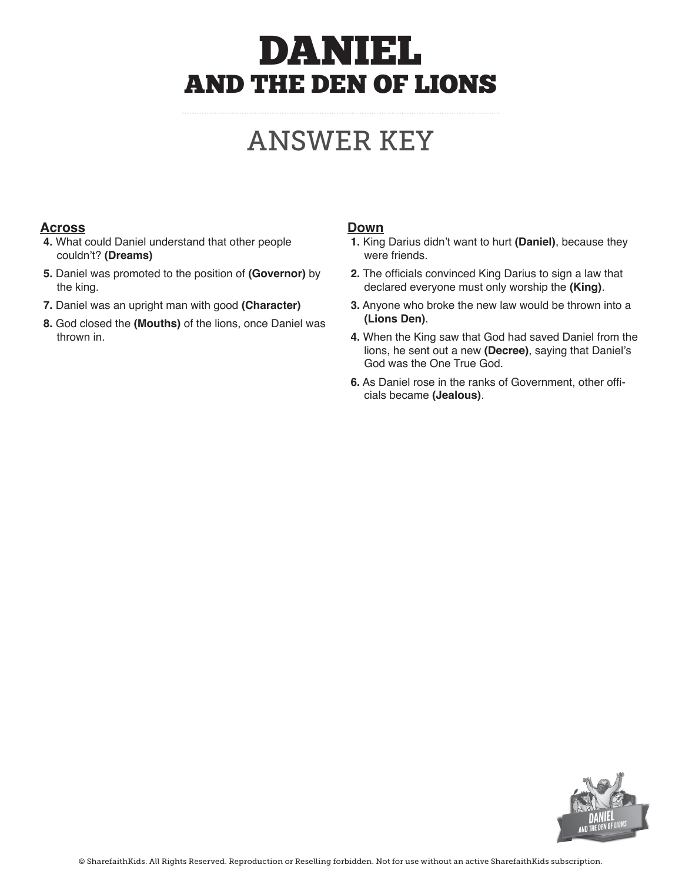# DANIEL
## AND THE DEN OF LIONS

## ANSWER KEY

**Across**

**4.** What could Daniel understand that other people couldn't? **(Dreams)**

**5.** Daniel was promoted to the position of **(Governor)** by the king.

**7.** Daniel was an upright man with good **(Character)**

**8.** God closed the **(Mouths)** of the lions, once Daniel was thrown in.

**Down**

**1.** King Darius didn't want to hurt **(Daniel)**, because they were friends.

**2.** The officials convinced King Darius to sign a law that declared everyone must only worship the **(King)**.

**3.** Anyone who broke the new law would be thrown into a **(Lions Den)**.

**4.** When the King saw that God had saved Daniel from the lions, he sent out a new **(Decree)**, saying that Daniel's God was the One True God.

**6.** As Daniel rose in the ranks of Government, other officials became **(Jealous)**.

© SharefaithKids. All Rights Reserved. Reproduction or Reselling forbidden. Not for use without an active SharefaithKids subscription.